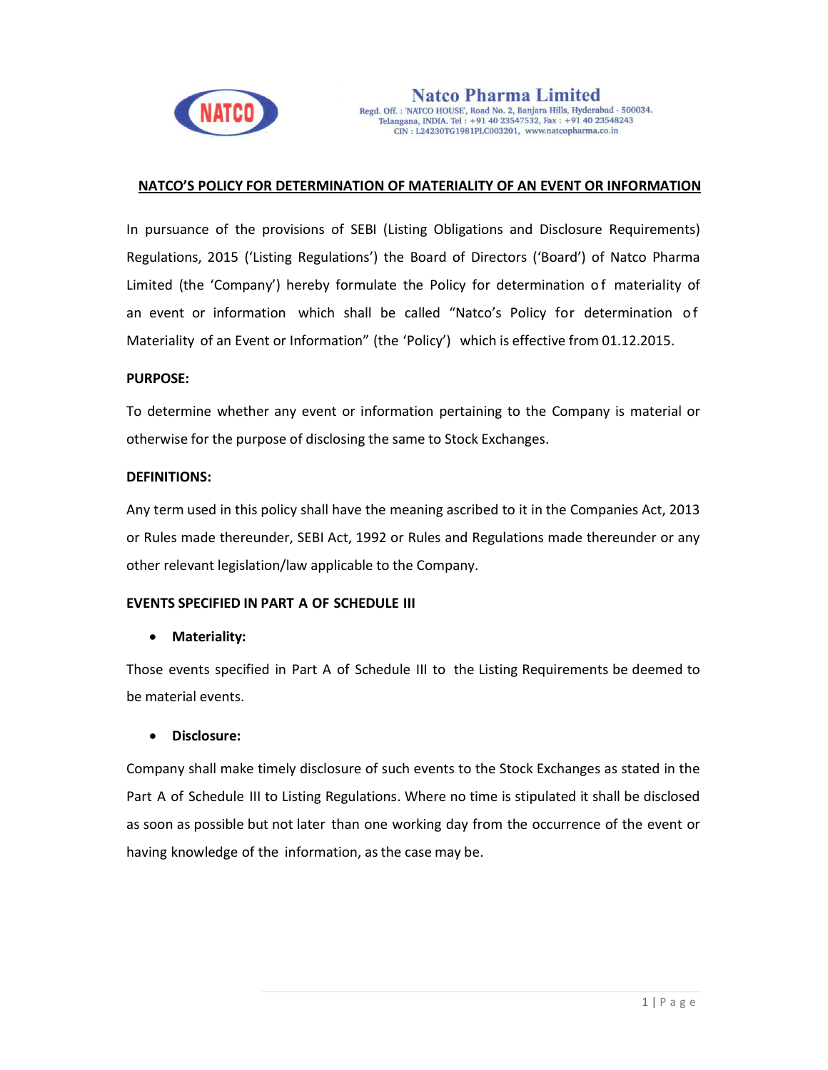Natco Pharma Limited

Regd. Off. : 'NATCO HOUSE', Road No. 2, Banjara Hills, Hyderabad - 500034. Telangana, INDIA. Tel : +91 40 23547532, Fax : +91 40 23548243 CIN : L24230TG1981PLC003201, www.natcopharma.co.in

# NATCO'S POLICY FOR DETERMINATION OF MATERIALITY OF AN EVENT OR INFORMATION

In pursuance of the provisions of SEBI (Listing Obligations and Disclosure Requirements) Regulations, 2015 ('Listing Regulations') the Board of Directors ('Board') of Natco Pharma Limited (the 'Company') hereby formulate the Policy for determination of materiality of an event or information which shall be called "Natco's Policy for determination of Materiality of an Event or Information" (the 'Policy') which is effective from 01.12.2015.

**PURPOSE:**

To determine whether any event or information pertaining to the Company is material or otherwise for the purpose of disclosing the same to Stock Exchanges.

**DEFINITIONS:**

Any term used in this policy shall have the meaning ascribed to it in the Companies Act, 2013 or Rules made thereunder, SEBI Act, 1992 or Rules and Regulations made thereunder or any other relevant legislation/law applicable to the Company.

**EVENTS SPECIFIED IN PART A OF SCHEDULE III**

- **Materiality:**

Those events specified in Part A of Schedule III to the Listing Requirements be deemed to be material events.

- **Disclosure:**

Company shall make timely disclosure of such events to the Stock Exchanges as stated in the Part A of Schedule III to Listing Regulations. Where no time is stipulated it shall be disclosed as soon as possible but not later than one working day from the occurrence of the event or having knowledge of the information, as the case may be.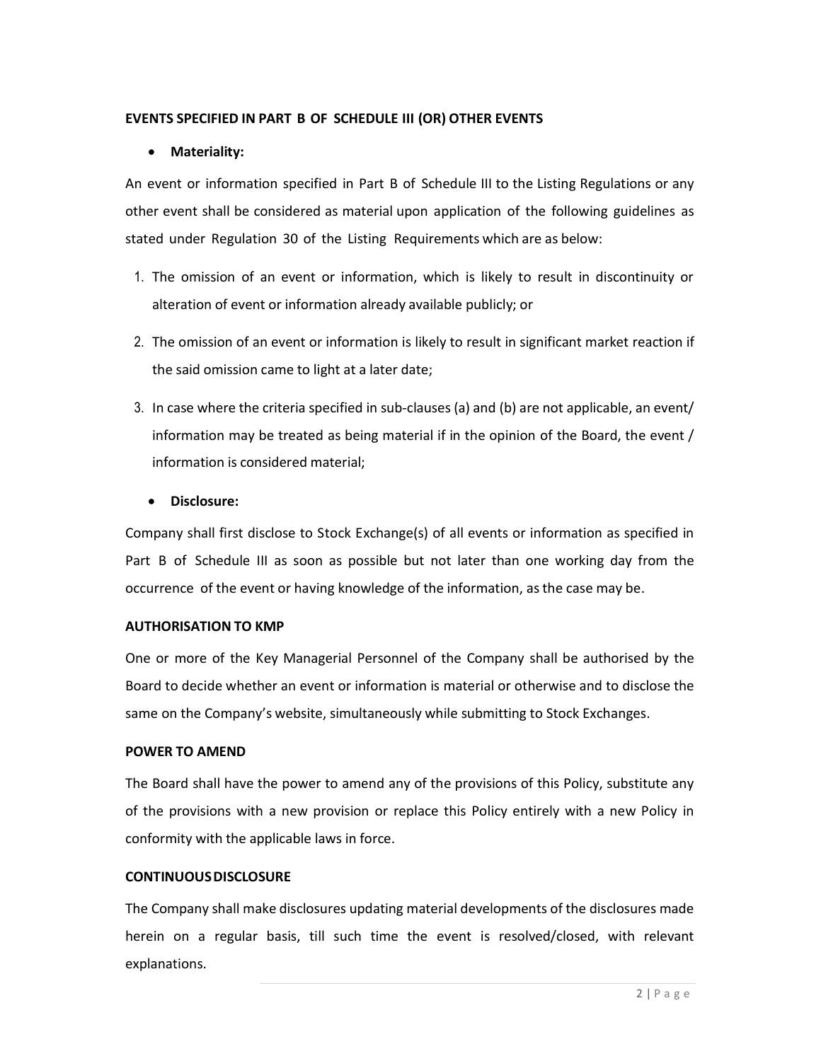**EVENTS SPECIFIED IN PART B OF SCHEDULE III (OR) OTHER EVENTS**

- **Materiality:**

An event or information specified in Part B of Schedule III to the Listing Regulations or any other event shall be considered as material upon application of the following guidelines as stated under Regulation 30 of the Listing Requirements which are as below:

1. The omission of an event or information, which is likely to result in discontinuity or alteration of event or information already available publicly; or
2. The omission of an event or information is likely to result in significant market reaction if the said omission came to light at a later date;
3. In case where the criteria specified in sub-clauses (a) and (b) are not applicable, an event/ information may be treated as being material if in the opinion of the Board, the event / information is considered material;

- **Disclosure:**

Company shall first disclose to Stock Exchange(s) of all events or information as specified in Part B of Schedule III as soon as possible but not later than one working day from the occurrence of the event or having knowledge of the information, as the case may be.

**AUTHORISATION TO KMP**

One or more of the Key Managerial Personnel of the Company shall be authorised by the Board to decide whether an event or information is material or otherwise and to disclose the same on the Company's website, simultaneously while submitting to Stock Exchanges.

**POWER TO AMEND**

The Board shall have the power to amend any of the provisions of this Policy, substitute any of the provisions with a new provision or replace this Policy entirely with a new Policy in conformity with the applicable laws in force.

**CONTINUOUS DISCLOSURE**

The Company shall make disclosures updating material developments of the disclosures made herein on a regular basis, till such time the event is resolved/closed, with relevant explanations.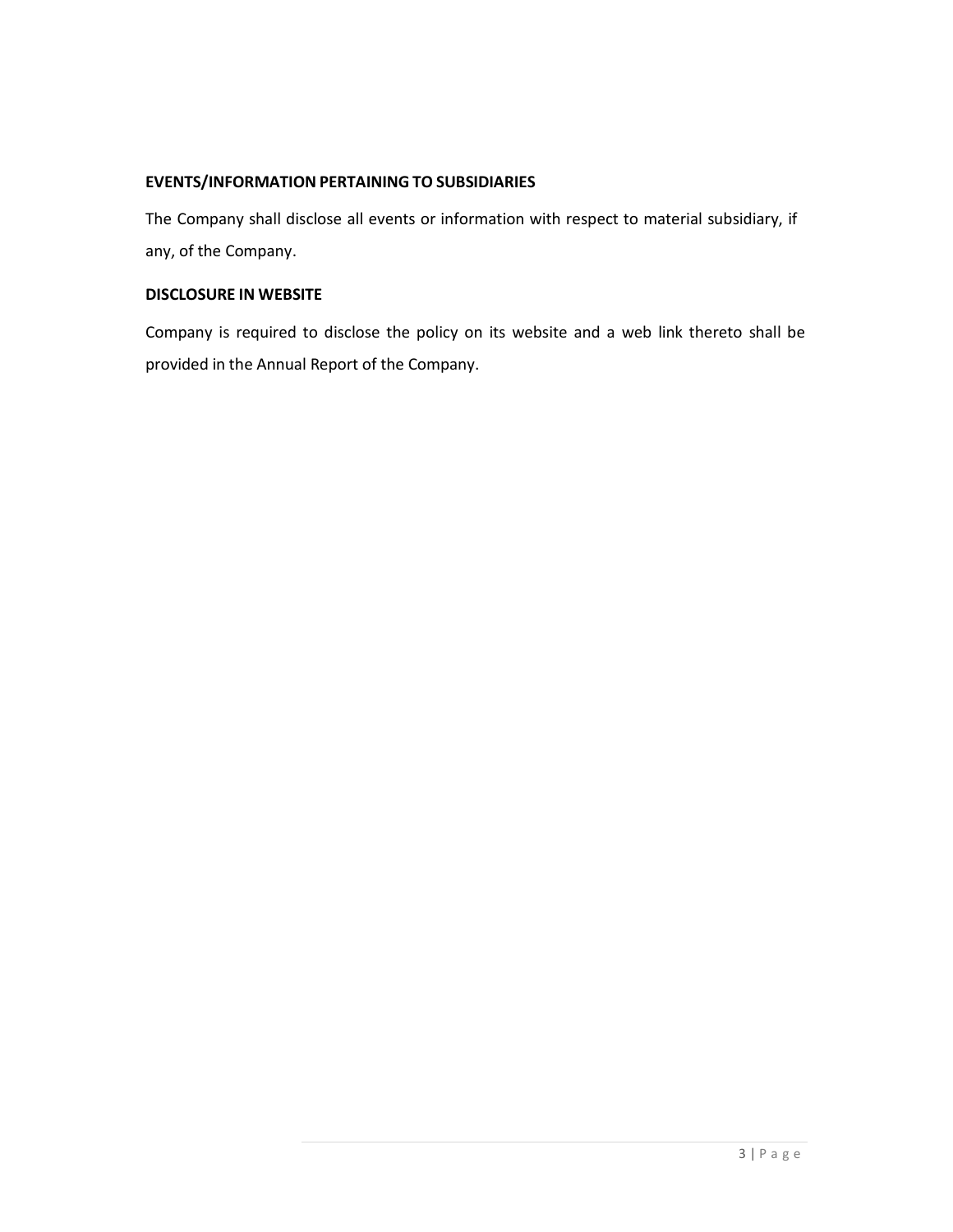**EVENTS/INFORMATION PERTAINING TO SUBSIDIARIES**

The Company shall disclose all events or information with respect to material subsidiary, if any, of the Company.

**DISCLOSURE IN WEBSITE**

Company is required to disclose the policy on its website and a web link thereto shall be provided in the Annual Report of the Company.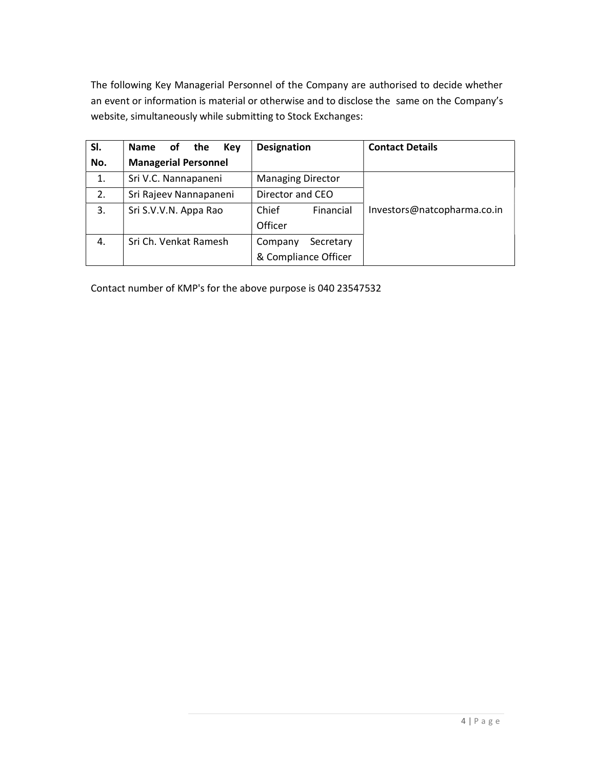The following Key Managerial Personnel of the Company are authorised to decide whether an event or information is material or otherwise and to disclose the same on the Company's website, simultaneously while submitting to Stock Exchanges:

| Sl. No. | Name of the Key Managerial Personnel | Designation | Contact Details |
|---|---|---|---|
| 1. | Sri V.C. Nannapaneni | Managing Director | Investors@natcopharma.co.in |
| 2. | Sri Rajeev Nannapaneni | Director and CEO | |
| 3. | Sri S.V.V.N. Appa Rao | Chief Financial Officer | |
| 4. | Sri Ch. Venkat Ramesh | Company Secretary & Compliance Officer | |

Contact number of KMP's for the above purpose is 040 23547532